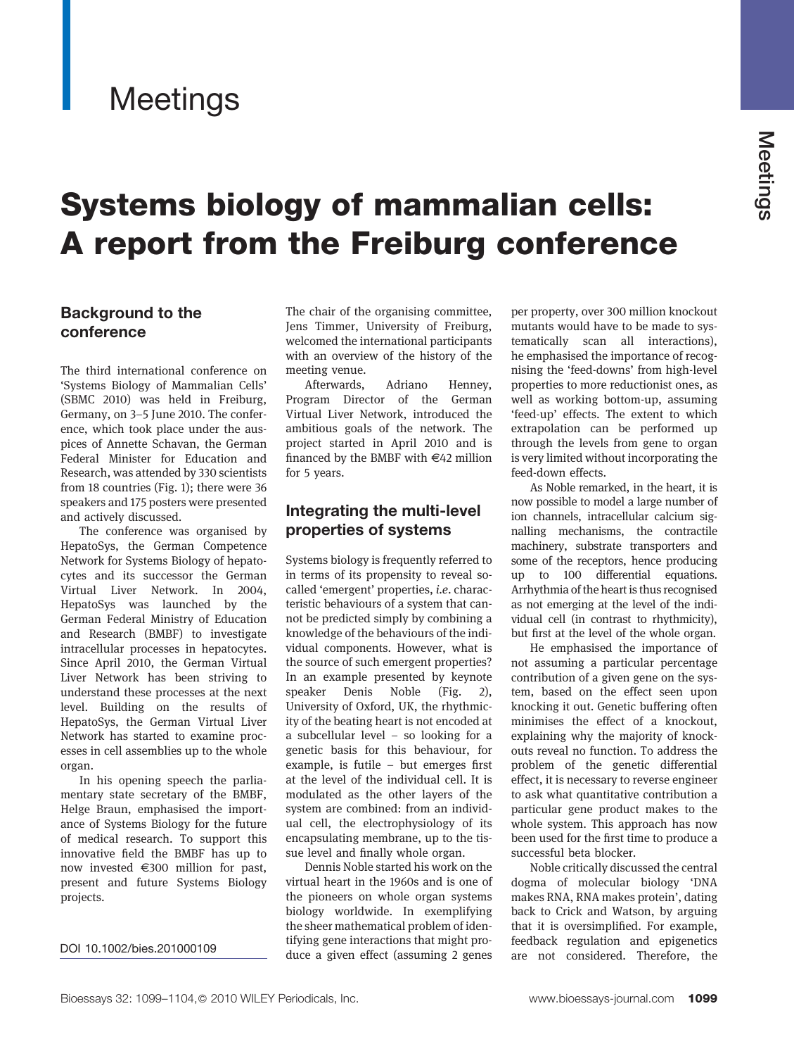# Meetings

# Systems biology of mammalian cells: A report from the Freiburg conference

## Background to the conference

The third international conference on 'Systems Biology of Mammalian Cells' (SBMC 2010) was held in Freiburg, Germany, on 3–5 June 2010. The conference, which took place under the auspices of Annette Schavan, the German Federal Minister for Education and Research, was attended by 330 scientists from 18 countries (Fig. 1); there were 36 speakers and 175 posters were presented and actively discussed.

The conference was organised by HepatoSys, the German Competence Network for Systems Biology of hepatocytes and its successor the German Virtual Liver Network. In 2004, HepatoSys was launched by the German Federal Ministry of Education and Research (BMBF) to investigate intracellular processes in hepatocytes. Since April 2010, the German Virtual Liver Network has been striving to understand these processes at the next level. Building on the results of HepatoSys, the German Virtual Liver Network has started to examine processes in cell assemblies up to the whole organ.

In his opening speech the parliamentary state secretary of the BMBF, Helge Braun, emphasised the importance of Systems Biology for the future of medical research. To support this innovative field the BMBF has up to now invested €300 million for past, present and future Systems Biology projects.

DOI 10.1002/bies.201000109

The chair of the organising committee, Jens Timmer, University of Freiburg, welcomed the international participants with an overview of the history of the meeting venue.

Afterwards, Adriano Henney, Program Director of the German Virtual Liver Network, introduced the ambitious goals of the network. The project started in April 2010 and is financed by the BMBF with €42 million for 5 years.

## Integrating the multi-level properties of systems

Systems biology is frequently referred to in terms of its propensity to reveal so-called 'emergent' properties, *i.e.* characteristic behaviours of a system that cannot be predicted simply by combining a knowledge of the behaviours of the individual components. However, what is the source of such emergent properties? In an example presented by keynote speaker Denis Noble (Fig. 2), University of Oxford, UK, the rhythmicity of the beating heart is not encoded at a subcellular level – so looking for a genetic basis for this behaviour, for example, is futile – but emerges first at the level of the individual cell. It is modulated as the other layers of the system are combined: from an individual cell, the electrophysiology of its encapsulating membrane, up to the tissue level and finally whole organ.

Dennis Noble started his work on the virtual heart in the 1960s and is one of the pioneers on whole organ systems biology worldwide. In exemplifying the sheer mathematical problem of identifying gene interactions that might produce a given effect (assuming 2 genes per property, over 300 million knockout mutants would have to be made to systematically scan all interactions), he emphasised the importance of recognising the 'feed-downs' from high-level properties to more reductionist ones, as well as working bottom-up, assuming 'feed-up' effects. The extent to which extrapolation can be performed up through the levels from gene to organ is very limited without incorporating the feed-down effects.

As Noble remarked, in the heart, it is now possible to model a large number of ion channels, intracellular calcium signalling mechanisms, the contractile machinery, substrate transporters and some of the receptors, hence producing up to 100 differential equations. Arrhythmia of the heart is thus recognised as not emerging at the level of the individual cell (in contrast to rhythmicity), but first at the level of the whole organ.

He emphasised the importance of not assuming a particular percentage contribution of a given gene on the system, based on the effect seen upon knocking it out. Genetic buffering often minimises the effect of a knockout, explaining why the majority of knockouts reveal no function. To address the problem of the genetic differential effect, it is necessary to reverse engineer to ask what quantitative contribution a particular gene product makes to the whole system. This approach has now been used for the first time to produce a successful beta blocker.

Noble critically discussed the central dogma of molecular biology 'DNA makes RNA, RNA makes protein', dating back to Crick and Watson, by arguing that it is oversimplified. For example, feedback regulation and epigenetics are not considered. Therefore, the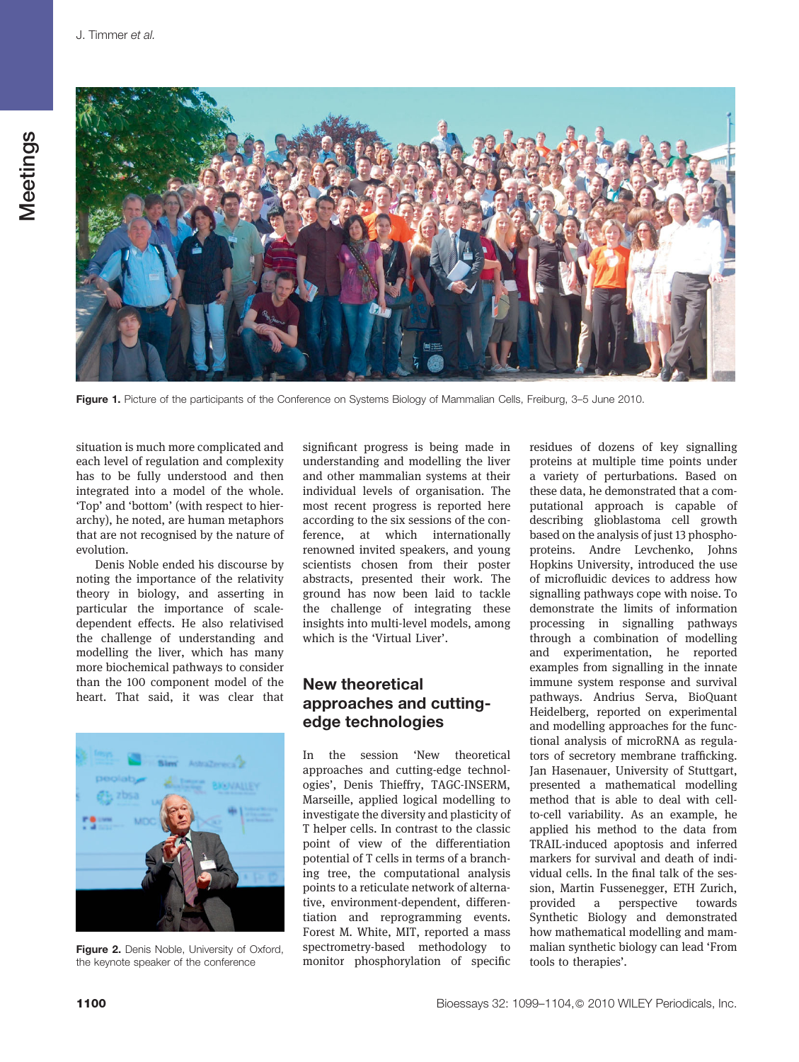Figure 1. Picture of the participants of the Conference on Systems Biology of Mammalian Cells, Freiburg, 3–5 June 2010.

situation is much more complicated and each level of regulation and complexity has to be fully understood and then integrated into a model of the whole. 'Top' and 'bottom' (with respect to hierarchy), he noted, are human metaphors that are not recognised by the nature of evolution.

Denis Noble ended his discourse by noting the importance of the relativity theory in biology, and asserting in particular the importance of scale-dependent effects. He also relativised the challenge of understanding and modelling the liver, which has many more biochemical pathways to consider than the 100 component model of the heart. That said, it was clear that significant progress is being made in understanding and modelling the liver and other mammalian systems at their individual levels of organisation. The most recent progress is reported here according to the six sessions of the conference, at which internationally renowned invited speakers, and young scientists chosen from their poster abstracts, presented their work. The ground has now been laid to tackle the challenge of integrating these insights into multi-level models, among which is the 'Virtual Liver'.

Figure 2. Denis Noble, University of Oxford, the keynote speaker of the conference

## New theoretical approaches and cutting-edge technologies

In the session 'New theoretical approaches and cutting-edge technologies', Denis Thieffry, TAGC-INSERM, Marseille, applied logical modelling to investigate the diversity and plasticity of T helper cells. In contrast to the classic point of view of the differentiation potential of T cells in terms of a branching tree, the computational analysis points to a reticulate network of alternative, environment-dependent, differentiation and reprogramming events. Forest M. White, MIT, reported a mass spectrometry-based methodology to monitor phosphorylation of specific residues of dozens of key signalling proteins at multiple time points under a variety of perturbations. Based on these data, he demonstrated that a computational approach is capable of describing glioblastoma cell growth based on the analysis of just 13 phosphoproteins. Andre Levchenko, Johns Hopkins University, introduced the use of microfluidic devices to address how signalling pathways cope with noise. To demonstrate the limits of information processing in signalling pathways through a combination of modelling and experimentation, he reported examples from signalling in the innate immune system response and survival pathways. Andrius Serva, BioQuant Heidelberg, reported on experimental and modelling approaches for the functional analysis of microRNA as regulators of secretory membrane trafficking. Jan Hasenauer, University of Stuttgart, presented a mathematical modelling method that is able to deal with cell-to-cell variability. As an example, he applied his method to the data from TRAIL-induced apoptosis and inferred markers for survival and death of individual cells. In the final talk of the session, Martin Fussenegger, ETH Zurich, provided a perspective towards Synthetic Biology and demonstrated how mathematical modelling and mammalian synthetic biology can lead 'From tools to therapies'.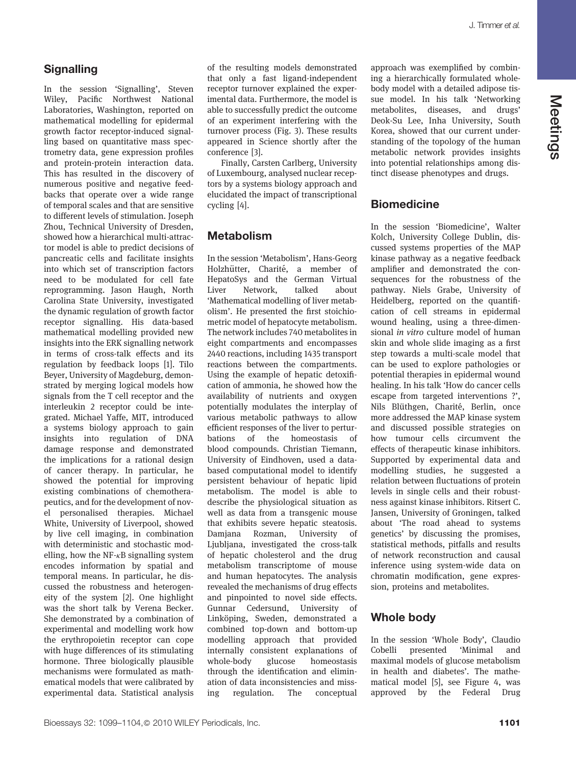## Signalling

In the session 'Signalling', Steven Wiley, Pacific Northwest National Laboratories, Washington, reported on mathematical modelling for epidermal growth factor receptor-induced signalling based on quantitative mass spectrometry data, gene expression profiles and protein-protein interaction data. This has resulted in the discovery of numerous positive and negative feedbacks that operate over a wide range of temporal scales and that are sensitive to different levels of stimulation. Joseph Zhou, Technical University of Dresden, showed how a hierarchical multi-attractor model is able to predict decisions of pancreatic cells and facilitate insights into which set of transcription factors need to be modulated for cell fate reprogramming. Jason Haugh, North Carolina State University, investigated the dynamic regulation of growth factor receptor signalling. His data-based mathematical modelling provided new insights into the ERK signalling network in terms of cross-talk effects and its regulation by feedback loops [1]. Tilo Beyer, University of Magdeburg, demonstrated by merging logical models how signals from the T cell receptor and the interleukin 2 receptor could be integrated. Michael Yaffe, MIT, introduced a systems biology approach to gain insights into regulation of DNA damage response and demonstrated the implications for a rational design of cancer therapy. In particular, he showed the potential for improving existing combinations of chemotherapeutics, and for the development of novel personalised therapies. Michael White, University of Liverpool, showed by live cell imaging, in combination with deterministic and stochastic modelling, how the NF-$\kappa$B signalling system encodes information by spatial and temporal means. In particular, he discussed the robustness and heterogeneity of the system [2]. One highlight was the short talk by Verena Becker. She demonstrated by a combination of experimental and modelling work how the erythropoietin receptor can cope with huge differences of its stimulating hormone. Three biologically plausible mechanisms were formulated as mathematical models that were calibrated by experimental data. Statistical analysis of the resulting models demonstrated that only a fast ligand-independent receptor turnover explained the experimental data. Furthermore, the model is able to successfully predict the outcome of an experiment interfering with the turnover process (Fig. 3). These results appeared in Science shortly after the conference [3].

Finally, Carsten Carlberg, University of Luxembourg, analysed nuclear receptors by a systems biology approach and elucidated the impact of transcriptional cycling [4].

## Metabolism

In the session 'Metabolism', Hans-Georg Holzhütter, Charité, a member of HepatoSys and the German Virtual Liver Network, talked about 'Mathematical modelling of liver metabolism'. He presented the first stoichiometric model of hepatocyte metabolism. The network includes 740 metabolites in eight compartments and encompasses 2440 reactions, including 1435 transport reactions between the compartments. Using the example of hepatic detoxification of ammonia, he showed how the availability of nutrients and oxygen potentially modulates the interplay of various metabolic pathways to allow efficient responses of the liver to perturbations of the homeostasis of blood compounds. Christian Tiemann, University of Eindhoven, used a data-based computational model to identify persistent behaviour of hepatic lipid metabolism. The model is able to describe the physiological situation as well as data from a transgenic mouse that exhibits severe hepatic steatosis. Damjana Rozman, University of Ljubljana, investigated the cross-talk of hepatic cholesterol and the drug metabolism transcriptome of mouse and human hepatocytes. The analysis revealed the mechanisms of drug effects and pinpointed to novel side effects. Gunnar Cedersund, University of Linköping, Sweden, demonstrated a combined top-down and bottom-up modelling approach that provided internally consistent explanations of whole-body glucose homeostasis through the identification and elimination of data inconsistencies and missing regulation. The conceptual approach was exemplified by combining a hierarchically formulated whole-body model with a detailed adipose tissue model. In his talk 'Networking metabolites, diseases, and drugs' Deok-Su Lee, Inha University, South Korea, showed that our current understanding of the topology of the human metabolic network provides insights into potential relationships among distinct disease phenotypes and drugs.

## Biomedicine

In the session 'Biomedicine', Walter Kolch, University College Dublin, discussed systems properties of the MAP kinase pathway as a negative feedback amplifier and demonstrated the consequences for the robustness of the pathway. Niels Grabe, University of Heidelberg, reported on the quantification of cell streams in epidermal wound healing, using a three-dimensional *in vitro* culture model of human skin and whole slide imaging as a first step towards a multi-scale model that can be used to explore pathologies or potential therapies in epidermal wound healing. In his talk 'How do cancer cells escape from targeted interventions ?', Nils Blüthgen, Charité, Berlin, once more addressed the MAP kinase system and discussed possible strategies on how tumour cells circumvent the effects of therapeutic kinase inhibitors. Supported by experimental data and modelling studies, he suggested a relation between fluctuations of protein levels in single cells and their robustness against kinase inhibitors. Ritsert C. Jansen, University of Groningen, talked about 'The road ahead to systems genetics' by discussing the promises, statistical methods, pitfalls and results of network reconstruction and causal inference using system-wide data on chromatin modification, gene expression, proteins and metabolites.

## Whole body

In the session 'Whole Body', Claudio Cobelli presented 'Minimal and maximal models of glucose metabolism in health and diabetes'. The mathematical model [5], see Figure 4, was approved by the Federal Drug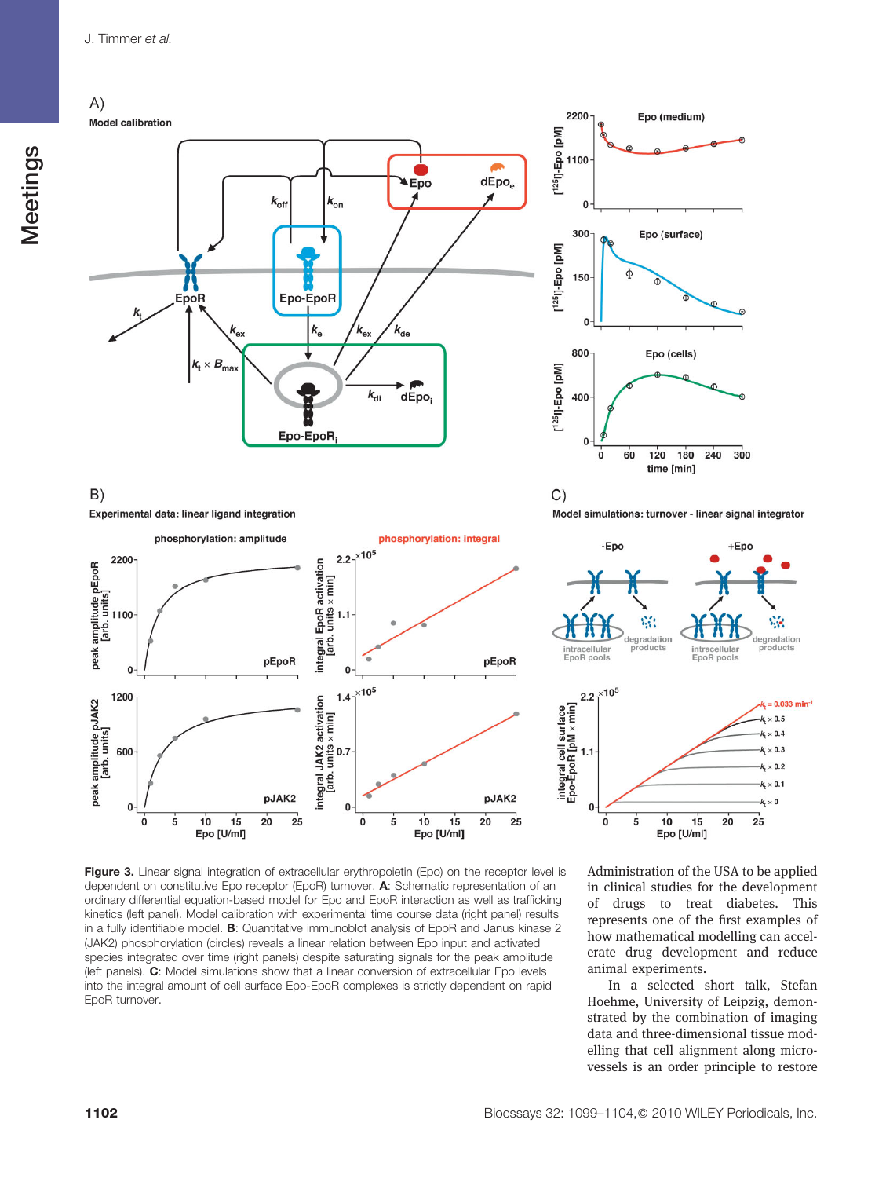**Figure 3.** Linear signal integration of extracellular erythropoietin (Epo) on the receptor level is dependent on constitutive Epo receptor (EpoR) turnover. **A**: Schematic representation of an ordinary differential equation-based model for Epo and EpoR interaction as well as trafficking kinetics (left panel). Model calibration with experimental time course data (right panel) results in a fully identifiable model. **B**: Quantitative immunoblot analysis of EpoR and Janus kinase 2 (JAK2) phosphorylation (circles) reveals a linear relation between Epo input and activated species integrated over time (right panels) despite saturating signals for the peak amplitude (left panels). **C**: Model simulations show that a linear conversion of extracellular Epo levels into the integral amount of cell surface Epo-EpoR complexes is strictly dependent on rapid EpoR turnover.

Administration of the USA to be applied in clinical studies for the development of drugs to treat diabetes. This represents one of the first examples of how mathematical modelling can accelerate drug development and reduce animal experiments.

In a selected short talk, Stefan Hoehme, University of Leipzig, demonstrated by the combination of imaging data and three-dimensional tissue modelling that cell alignment along micro-vessels is an order principle to restore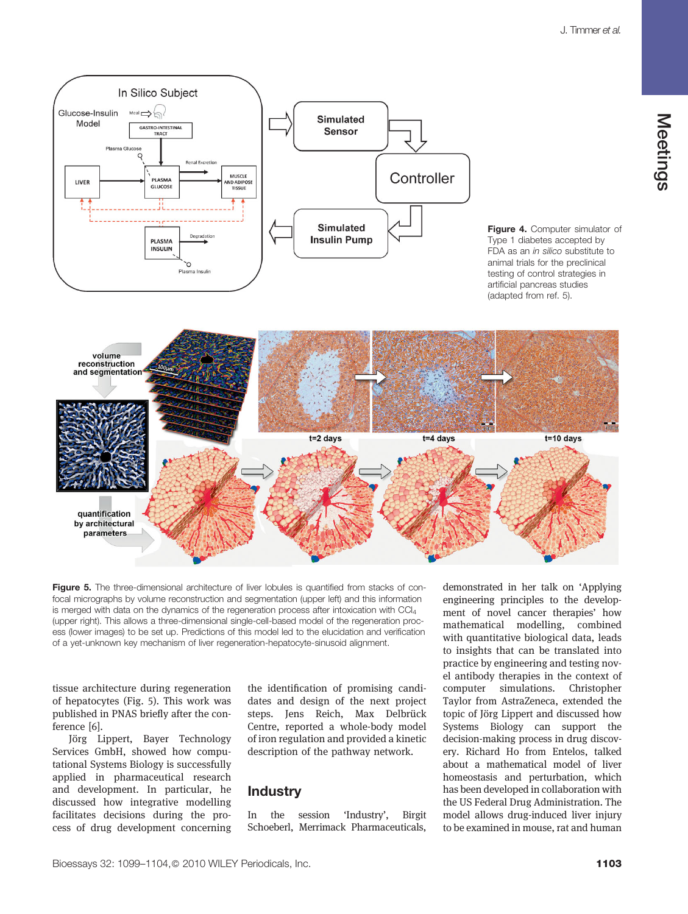Figure 4. Computer simulator of Type 1 diabetes accepted by FDA as an *in silico* substitute to animal trials for the preclinical testing of control strategies in artificial pancreas studies (adapted from ref. 5).

**Figure 5.** The three-dimensional architecture of liver lobules is quantified from stacks of confocal micrographs by volume reconstruction and segmentation (upper left) and this information is merged with data on the dynamics of the regeneration process after intoxication with $CCl_4$ (upper right). This allows a three-dimensional single-cell-based model of the regeneration process (lower images) to be set up. Predictions of this model led to the elucidation and verification of a yet-unknown key mechanism of liver regeneration-hepatocyte-sinusoid alignment.

tissue architecture during regeneration of hepatocytes (Fig. 5). This work was published in PNAS briefly after the conference [6].

Jörg Lippert, Bayer Technology Services GmbH, showed how computational Systems Biology is successfully applied in pharmaceutical research and development. In particular, he discussed how integrative modelling facilitates decisions during the process of drug development concerning the identification of promising candidates and design of the next project steps. Jens Reich, Max Delbrück Centre, reported a whole-body model of iron regulation and provided a kinetic description of the pathway network.

## Industry

In the session 'Industry', Birgit Schoeberl, Merrimack Pharmaceuticals, demonstrated in her talk on 'Applying engineering principles to the development of novel cancer therapies' how mathematical modelling, combined with quantitative biological data, leads to insights that can be translated into practice by engineering and testing novel antibody therapies in the context of computer simulations. Christopher Taylor from AstraZeneca, extended the topic of Jörg Lippert and discussed how Systems Biology can support the decision-making process in drug discovery. Richard Ho from Entelos, talked about a mathematical model of liver homeostasis and perturbation, which has been developed in collaboration with the US Federal Drug Administration. The model allows drug-induced liver injury to be examined in mouse, rat and human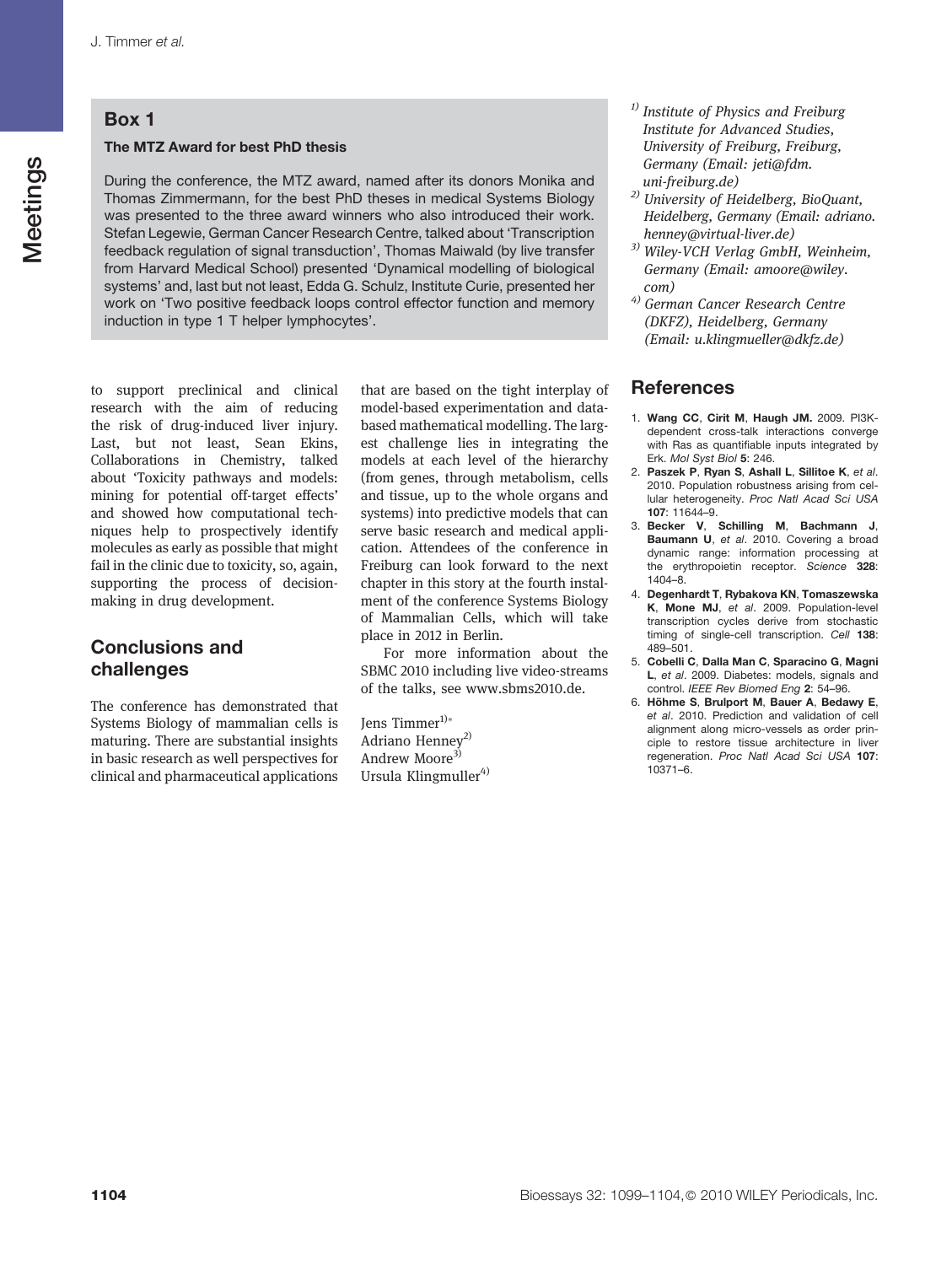## Box 1

**The MTZ Award for best PhD thesis**

During the conference, the MTZ award, named after its donors Monika and Thomas Zimmermann, for the best PhD theses in medical Systems Biology was presented to the three award winners who also introduced their work. Stefan Legewie, German Cancer Research Centre, talked about 'Transcription feedback regulation of signal transduction', Thomas Maiwald (by live transfer from Harvard Medical School) presented 'Dynamical modelling of biological systems' and, last but not least, Edda G. Schulz, Institute Curie, presented her work on 'Two positive feedback loops control effector function and memory induction in type 1 T helper lymphocytes'.

to support preclinical and clinical research with the aim of reducing the risk of drug-induced liver injury. Last, but not least, Sean Ekins, Collaborations in Chemistry, talked about 'Toxicity pathways and models: mining for potential off-target effects' and showed how computational techniques help to prospectively identify molecules as early as possible that might fail in the clinic due to toxicity, so, again, supporting the process of decision-making in drug development.

## Conclusions and challenges

The conference has demonstrated that Systems Biology of mammalian cells is maturing. There are substantial insights in basic research as well perspectives for clinical and pharmaceutical applications that are based on the tight interplay of model-based experimentation and data-based mathematical modelling. The largest challenge lies in integrating the models at each level of the hierarchy (from genes, through metabolism, cells and tissue, up to the whole organs and systems) into predictive models that can serve basic research and medical application. Attendees of the conference in Freiburg can look forward to the next chapter in this story at the fourth installment of the conference Systems Biology of Mammalian Cells, which will take place in 2012 in Berlin.

For more information about the SBMC 2010 including live video-streams of the talks, see www.sbms2010.de.

Jens Timmer[1)*]
Adriano Henney[2)]
Andrew Moore[3)]
Ursula Klingmuller[4)]

*[1)] Institute of Physics and Freiburg Institute for Advanced Studies, University of Freiburg, Freiburg, Germany (Email: jeti@fdm.uni-freiburg.de)*
*[2)] University of Heidelberg, BioQuant, Heidelberg, Germany (Email: adriano.henney@virtual-liver.de)*
*[3)] Wiley-VCH Verlag GmbH, Weinheim, Germany (Email: amoore@wiley.com)*
*[4)] German Cancer Research Centre (DKFZ), Heidelberg, Germany (Email: u.klingmueller@dkfz.de)*

## References

1. **Wang CC**, **Cirit M**, **Haugh JM.** 2009. PI3K-dependent cross-talk interactions converge with Ras as quantifiable inputs integrated by Erk. *Mol Syst Biol* **5**: 246.
2. **Paszek P**, **Ryan S**, **Ashall L**, **Sillitoe K**, *et al*. 2010. Population robustness arising from cellular heterogeneity. *Proc Natl Acad Sci USA* **107**: 11644–9.
3. **Becker V**, **Schilling M**, **Bachmann J**, **Baumann U**, *et al*. 2010. Covering a broad dynamic range: information processing at the erythropoietin receptor. *Science* **328**: 1404–8.
4. **Degenhardt T**, **Rybakova KN**, **Tomaszewska K**, **Mone MJ**, *et al*. 2009. Population-level transcription cycles derive from stochastic timing of single-cell transcription. *Cell* **138**: 489–501.
5. **Cobelli C**, **Dalla Man C**, **Sparacino G**, **Magni L**, *et al*. 2009. Diabetes: models, signals and control. *IEEE Rev Biomed Eng* **2**: 54–96.
6. **Höhme S**, **Brulport M**, **Bauer A**, **Bedawy E**, *et al*. 2010. Prediction and validation of cell alignment along micro-vessels as order principle to restore tissue architecture in liver regeneration. *Proc Natl Acad Sci USA* **107**: 10371–6.